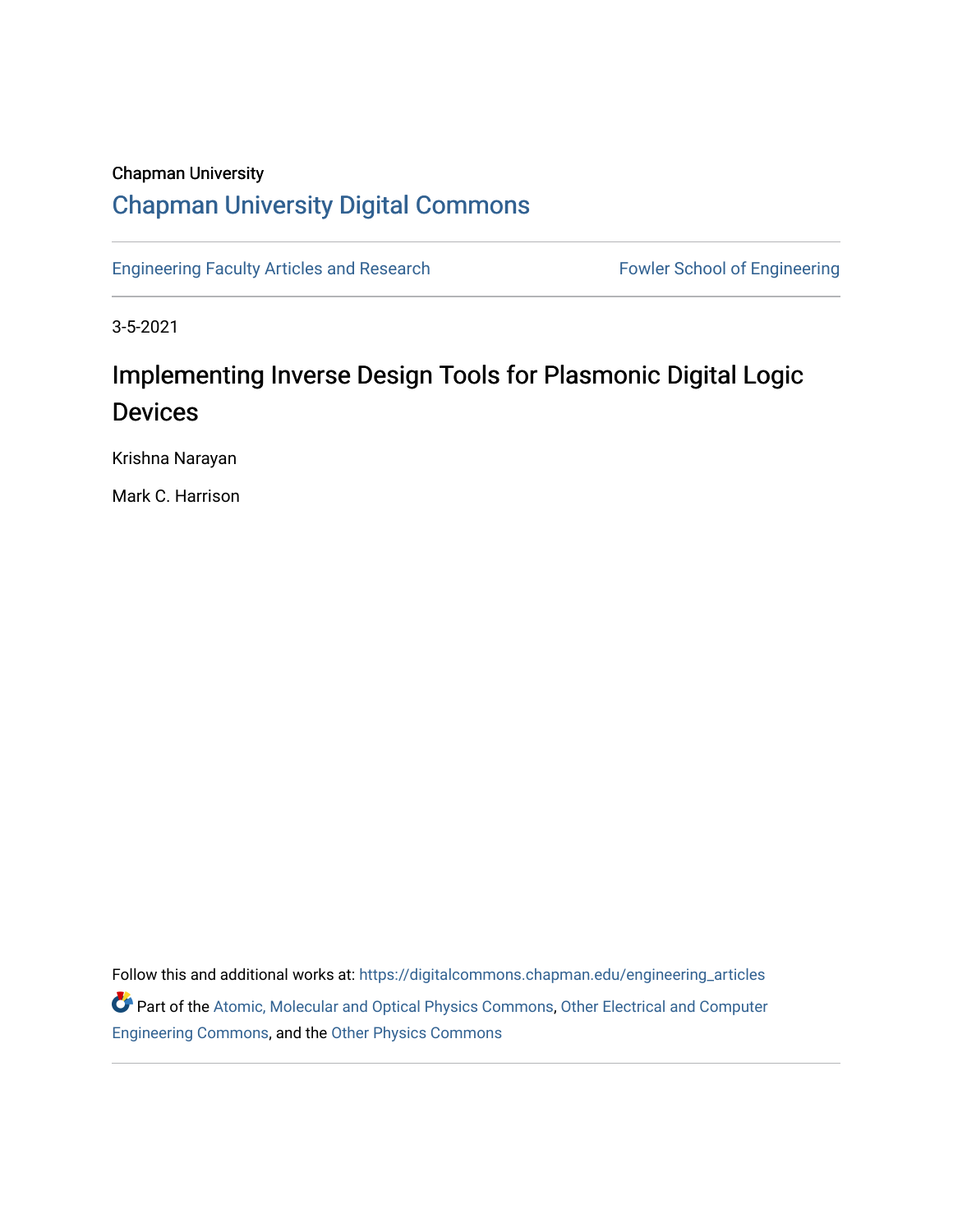Chapman University

## Chapman University Digital Commons

Engineering Faculty Articles and Research

Fowler School of Engineering

3-5-2021

# Implementing Inverse Design Tools for Plasmonic Digital Logic Devices

Krishna Narayan

Mark C. Harrison

Follow this and additional works at: https://digitalcommons.chapman.edu/engineering_articles

Part of the Atomic, Molecular and Optical Physics Commons, Other Electrical and Computer Engineering Commons, and the Other Physics Commons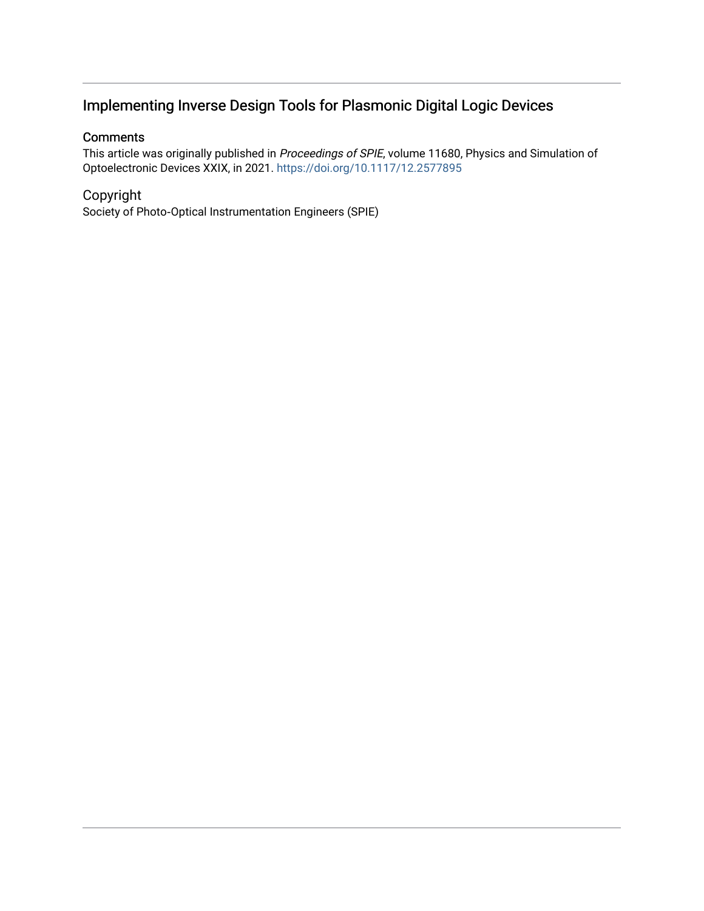## Implementing Inverse Design Tools for Plasmonic Digital Logic Devices

### Comments

This article was originally published in *Proceedings of SPIE*, volume 11680, Physics and Simulation of Optoelectronic Devices XXIX, in 2021. https://doi.org/10.1117/12.2577895

### Copyright

Society of Photo-Optical Instrumentation Engineers (SPIE)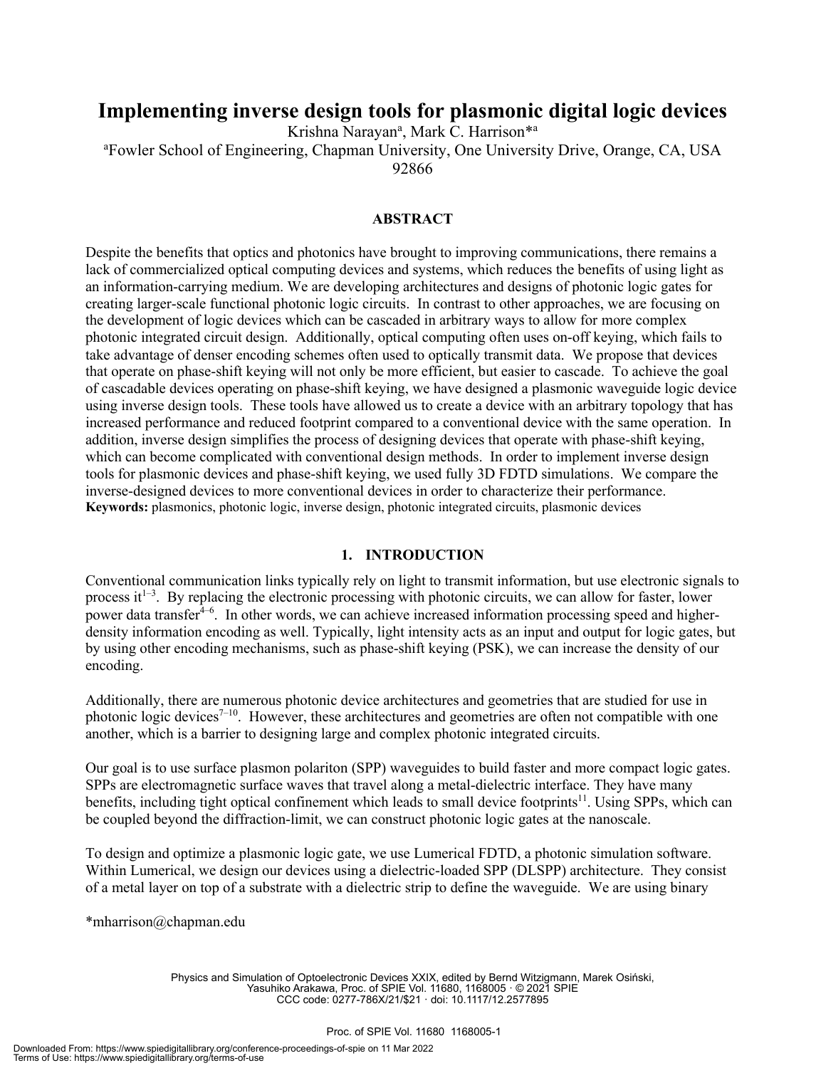# Implementing inverse design tools for plasmonic digital logic devices

Krishna Narayan[a], Mark C. Harrison*[a]

[a]Fowler School of Engineering, Chapman University, One University Drive, Orange, CA, USA 92866

### ABSTRACT

Despite the benefits that optics and photonics have brought to improving communications, there remains a lack of commercialized optical computing devices and systems, which reduces the benefits of using light as an information-carrying medium. We are developing architectures and designs of photonic logic gates for creating larger-scale functional photonic logic circuits. In contrast to other approaches, we are focusing on the development of logic devices which can be cascaded in arbitrary ways to allow for more complex photonic integrated circuit design. Additionally, optical computing often uses on-off keying, which fails to take advantage of denser encoding schemes often used to optically transmit data. We propose that devices that operate on phase-shift keying will not only be more efficient, but easier to cascade. To achieve the goal of cascadable devices operating on phase-shift keying, we have designed a plasmonic waveguide logic device using inverse design tools. These tools have allowed us to create a device with an arbitrary topology that has increased performance and reduced footprint compared to a conventional device with the same operation. In addition, inverse design simplifies the process of designing devices that operate with phase-shift keying, which can become complicated with conventional design methods. In order to implement inverse design tools for plasmonic devices and phase-shift keying, we used fully 3D FDTD simulations. We compare the inverse-designed devices to more conventional devices in order to characterize their performance.

**Keywords:** plasmonics, photonic logic, inverse design, photonic integrated circuits, plasmonic devices

## 1. INTRODUCTION

Conventional communication links typically rely on light to transmit information, but use electronic signals to process it[1–3]. By replacing the electronic processing with photonic circuits, we can allow for faster, lower power data transfer[4–6]. In other words, we can achieve increased information processing speed and higher-density information encoding as well. Typically, light intensity acts as an input and output for logic gates, but by using other encoding mechanisms, such as phase-shift keying (PSK), we can increase the density of our encoding.

Additionally, there are numerous photonic device architectures and geometries that are studied for use in photonic logic devices[7–10]. However, these architectures and geometries are often not compatible with one another, which is a barrier to designing large and complex photonic integrated circuits.

Our goal is to use surface plasmon polariton (SPP) waveguides to build faster and more compact logic gates. SPPs are electromagnetic surface waves that travel along a metal-dielectric interface. They have many benefits, including tight optical confinement which leads to small device footprints[11]. Using SPPs, which can be coupled beyond the diffraction-limit, we can construct photonic logic gates at the nanoscale.

To design and optimize a plasmonic logic gate, we use Lumerical FDTD, a photonic simulation software. Within Lumerical, we design our devices using a dielectric-loaded SPP (DLSPP) architecture. They consist of a metal layer on top of a substrate with a dielectric strip to define the waveguide. We are using binary

*mharrison@chapman.edu

Physics and Simulation of Optoelectronic Devices XXIX, edited by Bernd Witzigmann, Marek Osiński, Yasuhiko Arakawa, Proc. of SPIE Vol. 11680, 1168005 · © 2021 SPIE CCC code: 0277-786X/21/$21 · doi: 10.1117/12.2577895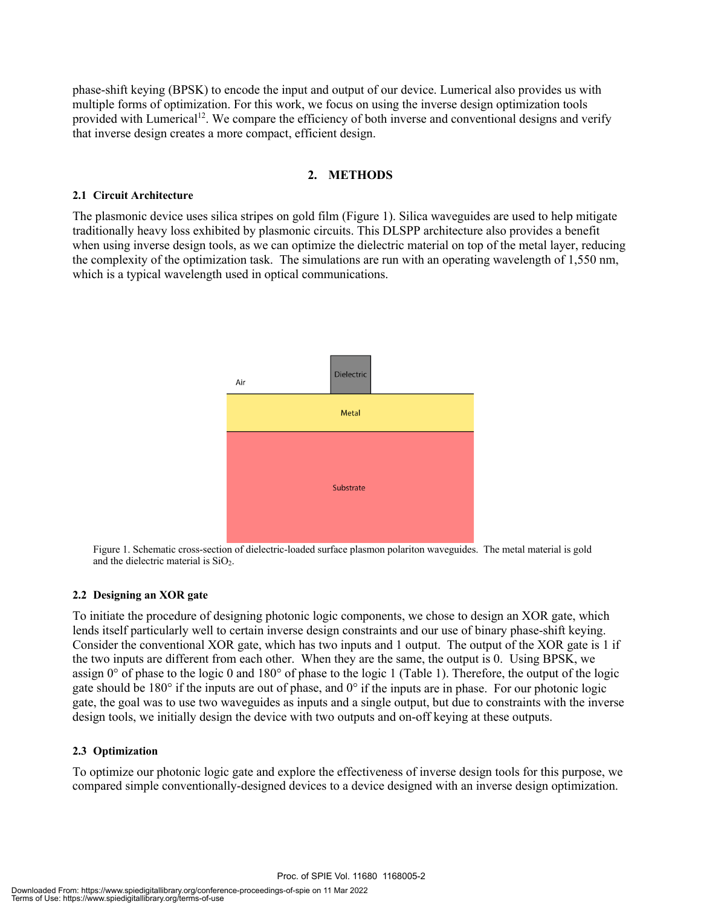phase-shift keying (BPSK) to encode the input and output of our device. Lumerical also provides us with multiple forms of optimization. For this work, we focus on using the inverse design optimization tools provided with Lumerical[12]. We compare the efficiency of both inverse and conventional designs and verify that inverse design creates a more compact, efficient design.

## 2. METHODS

### 2.1 Circuit Architecture

The plasmonic device uses silica stripes on gold film (Figure 1). Silica waveguides are used to help mitigate traditionally heavy loss exhibited by plasmonic circuits. This DLSPP architecture also provides a benefit when using inverse design tools, as we can optimize the dielectric material on top of the metal layer, reducing the complexity of the optimization task. The simulations are run with an operating wavelength of 1,550 nm, which is a typical wavelength used in optical communications.

Figure 1. Schematic cross-section of dielectric-loaded surface plasmon polariton waveguides. The metal material is gold and the dielectric material is $SiO_2$.

### 2.2 Designing an XOR gate

To initiate the procedure of designing photonic logic components, we chose to design an XOR gate, which lends itself particularly well to certain inverse design constraints and our use of binary phase-shift keying. Consider the conventional XOR gate, which has two inputs and 1 output. The output of the XOR gate is 1 if the two inputs are different from each other. When they are the same, the output is 0. Using BPSK, we assign 0° of phase to the logic 0 and 180° of phase to the logic 1 (Table 1). Therefore, the output of the logic gate should be 180° if the inputs are out of phase, and 0° if the inputs are in phase. For our photonic logic gate, the goal was to use two waveguides as inputs and a single output, but due to constraints with the inverse design tools, we initially design the device with two outputs and on-off keying at these outputs.

### 2.3 Optimization

To optimize our photonic logic gate and explore the effectiveness of inverse design tools for this purpose, we compared simple conventionally-designed devices to a device designed with an inverse design optimization.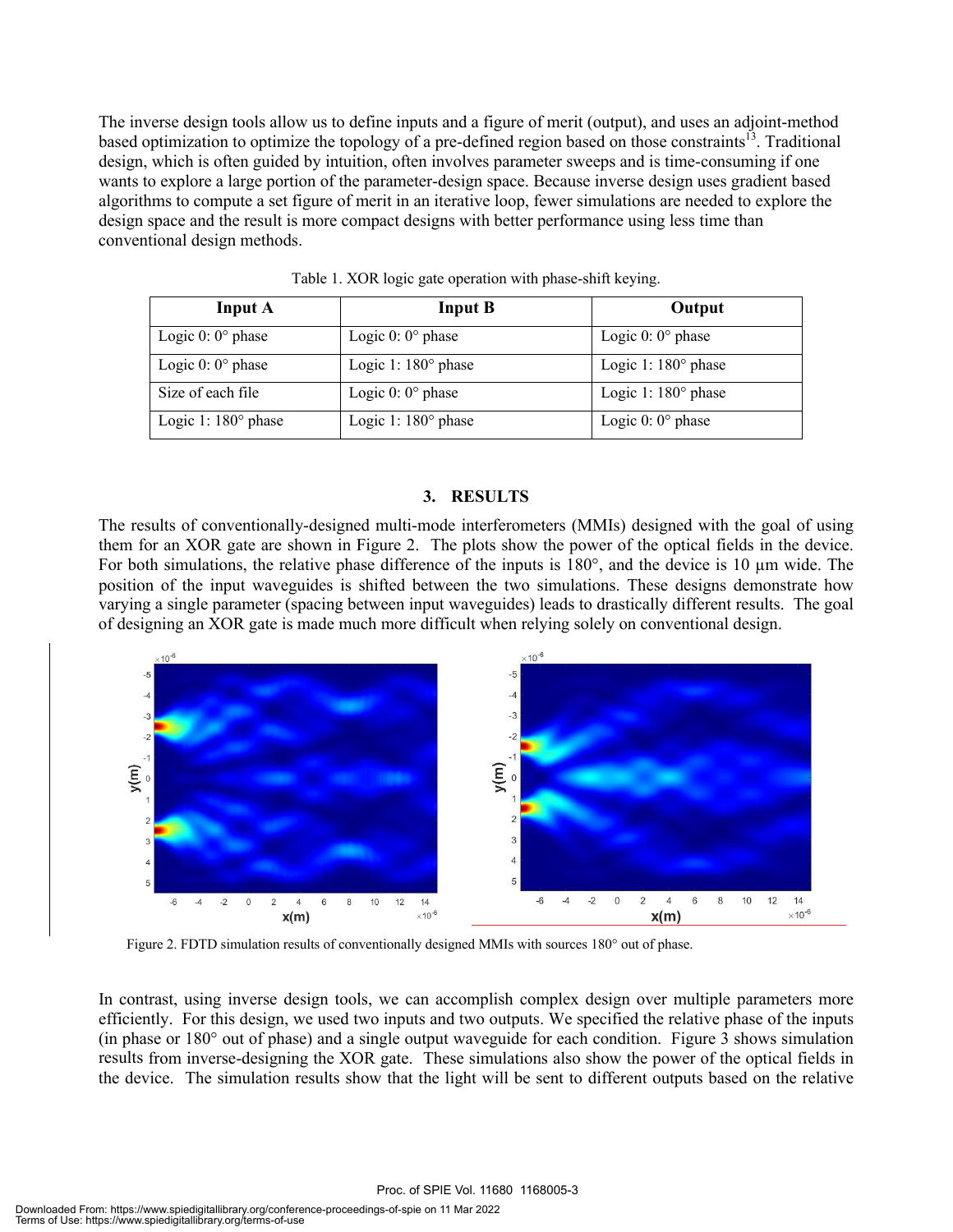The inverse design tools allow us to define inputs and a figure of merit (output), and uses an adjoint-method based optimization to optimize the topology of a pre-defined region based on those constraints[13]. Traditional design, which is often guided by intuition, often involves parameter sweeps and is time-consuming if one wants to explore a large portion of the parameter-design space. Because inverse design uses gradient based algorithms to compute a set figure of merit in an iterative loop, fewer simulations are needed to explore the design space and the result is more compact designs with better performance using less time than conventional design methods.

Table 1. XOR logic gate operation with phase-shift keying.

| Input A | Input B | Output |
|---|---|---|
| Logic 0: 0° phase | Logic 0: 0° phase | Logic 0: 0° phase |
| Logic 0: 0° phase | Logic 1: 180° phase | Logic 1: 180° phase |
| Size of each file | Logic 0: 0° phase | Logic 1: 180° phase |
| Logic 1: 180° phase | Logic 1: 180° phase | Logic 0: 0° phase |

## 3. RESULTS

The results of conventionally-designed multi-mode interferometers (MMIs) designed with the goal of using them for an XOR gate are shown in Figure 2. The plots show the power of the optical fields in the device. For both simulations, the relative phase difference of the inputs is 180°, and the device is 10 µm wide. The position of the input waveguides is shifted between the two simulations. These designs demonstrate how varying a single parameter (spacing between input waveguides) leads to drastically different results. The goal of designing an XOR gate is made much more difficult when relying solely on conventional design.

Figure 2. FDTD simulation results of conventionally designed MMIs with sources 180° out of phase.

In contrast, using inverse design tools, we can accomplish complex design over multiple parameters more efficiently. For this design, we used two inputs and two outputs. We specified the relative phase of the inputs (in phase or 180° out of phase) and a single output waveguide for each condition. Figure 3 shows simulation results from inverse-designing the XOR gate. These simulations also show the power of the optical fields in the device. The simulation results show that the light will be sent to different outputs based on the relative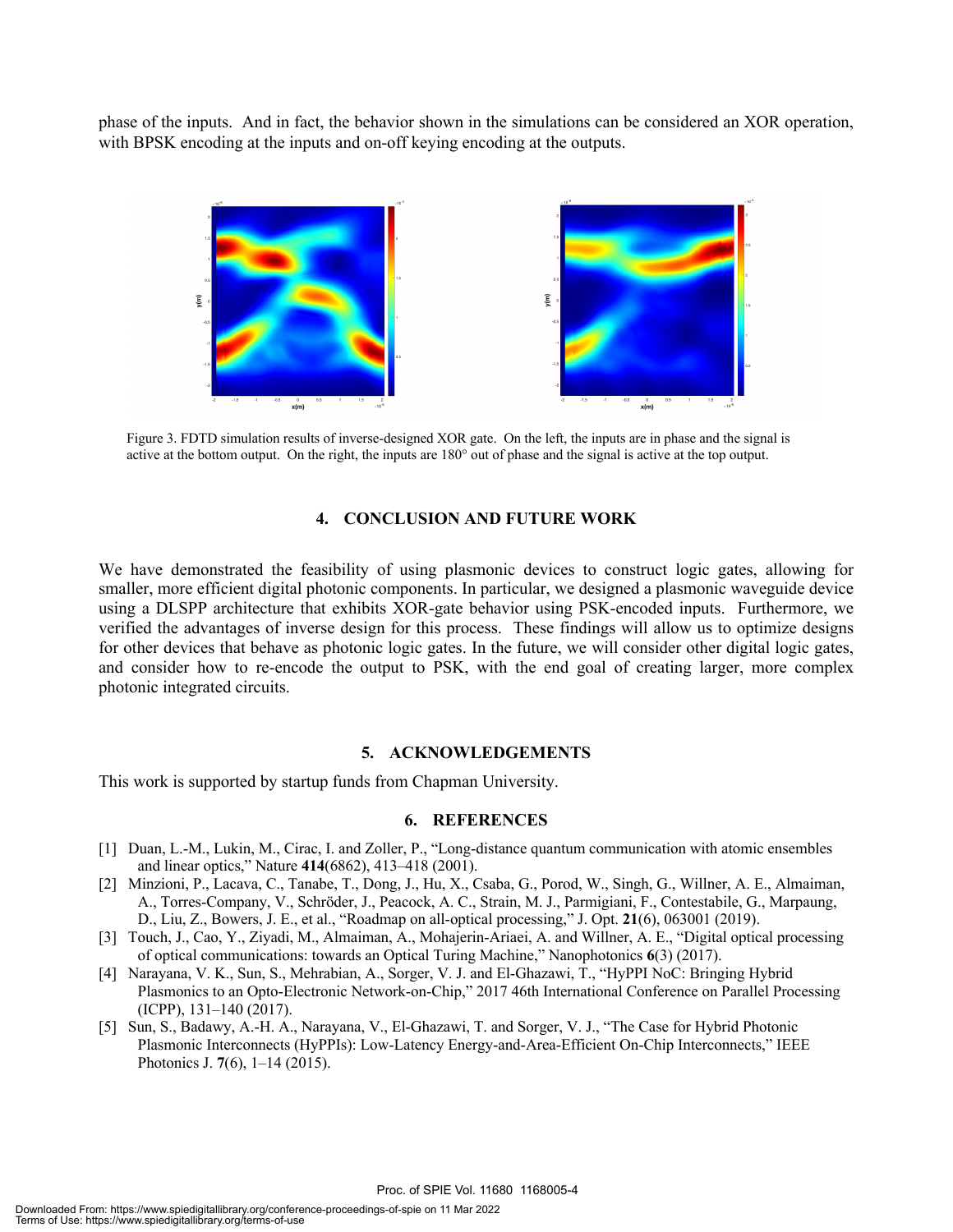phase of the inputs. And in fact, the behavior shown in the simulations can be considered an XOR operation, with BPSK encoding at the inputs and on-off keying encoding at the outputs.

Figure 3. FDTD simulation results of inverse-designed XOR gate. On the left, the inputs are in phase and the signal is active at the bottom output. On the right, the inputs are 180° out of phase and the signal is active at the top output.

## 4. CONCLUSION AND FUTURE WORK

We have demonstrated the feasibility of using plasmonic devices to construct logic gates, allowing for smaller, more efficient digital photonic components. In particular, we designed a plasmonic waveguide device using a DLSPP architecture that exhibits XOR-gate behavior using PSK-encoded inputs. Furthermore, we verified the advantages of inverse design for this process. These findings will allow us to optimize designs for other devices that behave as photonic logic gates. In the future, we will consider other digital logic gates, and consider how to re-encode the output to PSK, with the end goal of creating larger, more complex photonic integrated circuits.

## 5. ACKNOWLEDGEMENTS

This work is supported by startup funds from Chapman University.

## 6. REFERENCES

[1] Duan, L.-M., Lukin, M., Cirac, I. and Zoller, P., "Long-distance quantum communication with atomic ensembles and linear optics," Nature **414**(6862), 413–418 (2001).

[2] Minzioni, P., Lacava, C., Tanabe, T., Dong, J., Hu, X., Csaba, G., Porod, W., Singh, G., Willner, A. E., Almaiman, A., Torres-Company, V., Schröder, J., Peacock, A. C., Strain, M. J., Parmigiani, F., Contestabile, G., Marpaung, D., Liu, Z., Bowers, J. E., et al., "Roadmap on all-optical processing," J. Opt. **21**(6), 063001 (2019).

[3] Touch, J., Cao, Y., Ziyadi, M., Almaiman, A., Mohajerin-Ariaei, A. and Willner, A. E., "Digital optical processing of optical communications: towards an Optical Turing Machine," Nanophotonics **6**(3) (2017).

[4] Narayana, V. K., Sun, S., Mehrabian, A., Sorger, V. J. and El-Ghazawi, T., "HyPPI NoC: Bringing Hybrid Plasmonics to an Opto-Electronic Network-on-Chip," 2017 46th International Conference on Parallel Processing (ICPP), 131–140 (2017).

[5] Sun, S., Badawy, A.-H. A., Narayana, V., El-Ghazawi, T. and Sorger, V. J., "The Case for Hybrid Photonic Plasmonic Interconnects (HyPPIs): Low-Latency Energy-and-Area-Efficient On-Chip Interconnects," IEEE Photonics J. **7**(6), 1–14 (2015).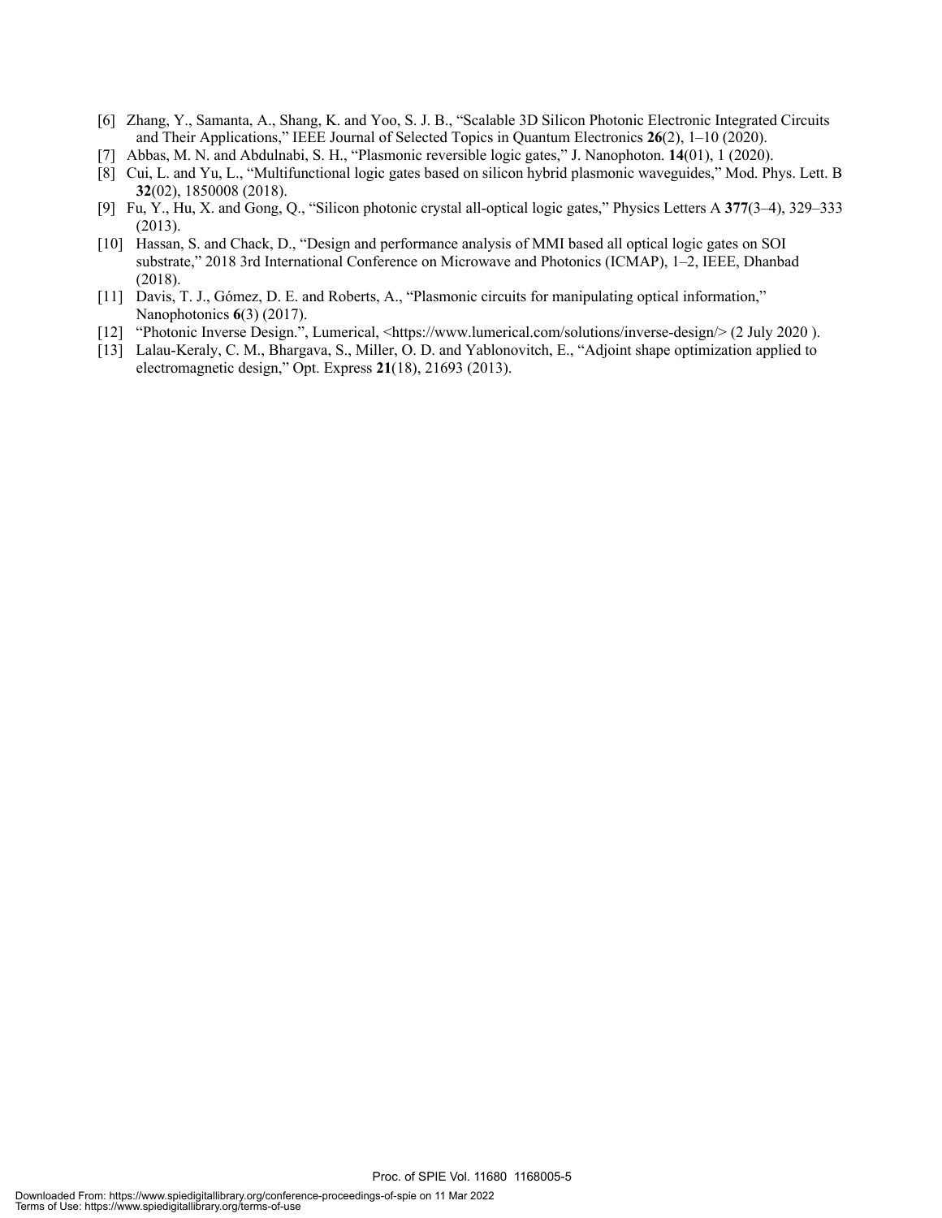[6] Zhang, Y., Samanta, A., Shang, K. and Yoo, S. J. B., "Scalable 3D Silicon Photonic Electronic Integrated Circuits and Their Applications," IEEE Journal of Selected Topics in Quantum Electronics **26**(2), 1–10 (2020).

[7] Abbas, M. N. and Abdulnabi, S. H., "Plasmonic reversible logic gates," J. Nanophoton. **14**(01), 1 (2020).

[8] Cui, L. and Yu, L., "Multifunctional logic gates based on silicon hybrid plasmonic waveguides," Mod. Phys. Lett. B **32**(02), 1850008 (2018).

[9] Fu, Y., Hu, X. and Gong, Q., "Silicon photonic crystal all-optical logic gates," Physics Letters A **377**(3–4), 329–333 (2013).

[10] Hassan, S. and Chack, D., "Design and performance analysis of MMI based all optical logic gates on SOI substrate," 2018 3rd International Conference on Microwave and Photonics (ICMAP), 1–2, IEEE, Dhanbad (2018).

[11] Davis, T. J., Gómez, D. E. and Roberts, A., "Plasmonic circuits for manipulating optical information," Nanophotonics **6**(3) (2017).

[12] "Photonic Inverse Design.", Lumerical, <https://www.lumerical.com/solutions/inverse-design/> (2 July 2020 ).

[13] Lalau-Keraly, C. M., Bhargava, S., Miller, O. D. and Yablonovitch, E., "Adjoint shape optimization applied to electromagnetic design," Opt. Express **21**(18), 21693 (2013).